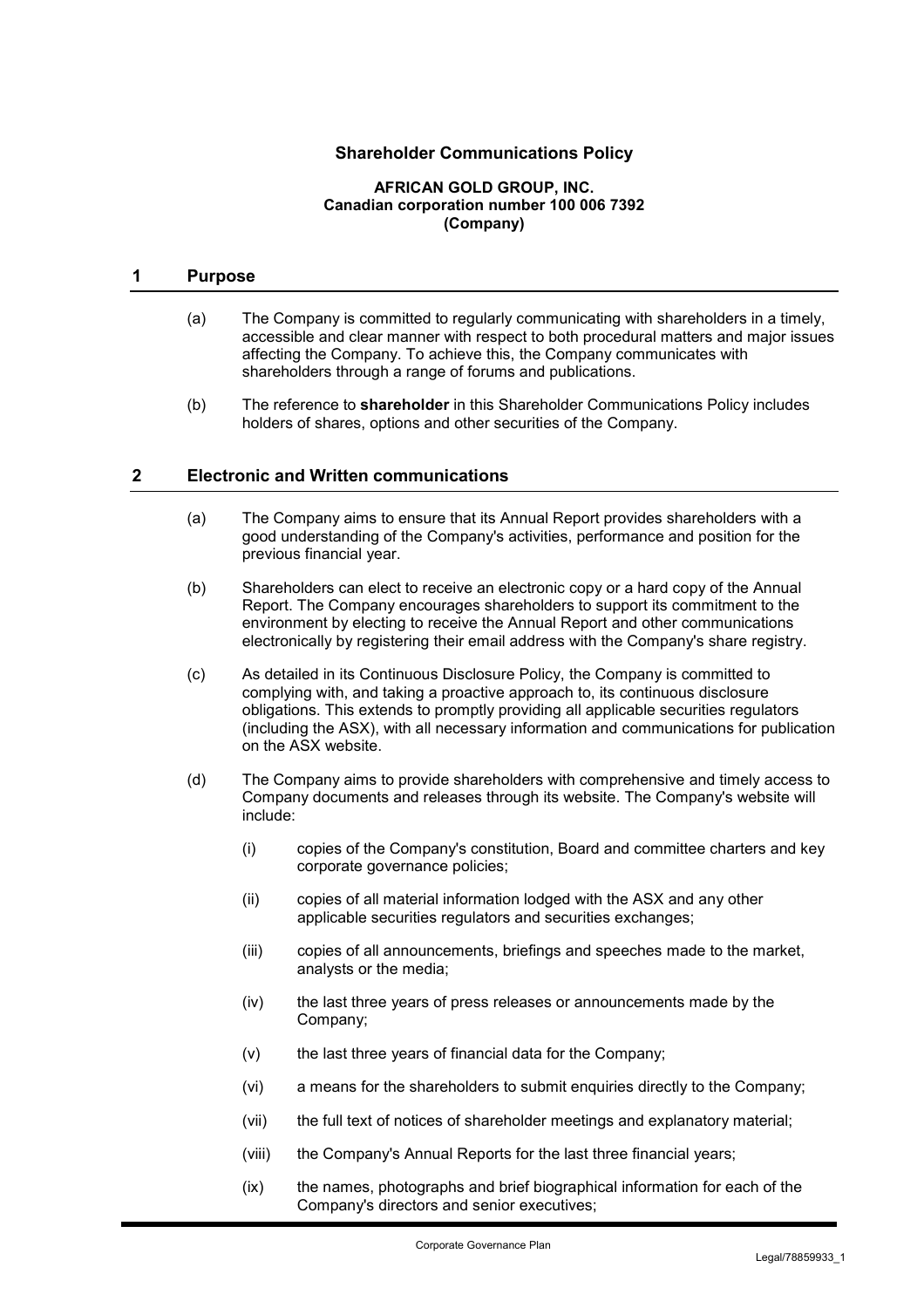# Shareholder Communications Policy

**AFRICAN GOLD GROUP, INC.**
**Canadian corporation number 100 006 7392**
**(Company)**

## 1 Purpose

(a) The Company is committed to regularly communicating with shareholders in a timely, accessible and clear manner with respect to both procedural matters and major issues affecting the Company. To achieve this, the Company communicates with shareholders through a range of forums and publications.

(b) The reference to **shareholder** in this Shareholder Communications Policy includes holders of shares, options and other securities of the Company.

## 2 Electronic and Written communications

(a) The Company aims to ensure that its Annual Report provides shareholders with a good understanding of the Company's activities, performance and position for the previous financial year.

(b) Shareholders can elect to receive an electronic copy or a hard copy of the Annual Report. The Company encourages shareholders to support its commitment to the environment by electing to receive the Annual Report and other communications electronically by registering their email address with the Company's share registry.

(c) As detailed in its Continuous Disclosure Policy, the Company is committed to complying with, and taking a proactive approach to, its continuous disclosure obligations. This extends to promptly providing all applicable securities regulators (including the ASX), with all necessary information and communications for publication on the ASX website.

(d) The Company aims to provide shareholders with comprehensive and timely access to Company documents and releases through its website. The Company's website will include:

(i) copies of the Company's constitution, Board and committee charters and key corporate governance policies;

(ii) copies of all material information lodged with the ASX and any other applicable securities regulators and securities exchanges;

(iii) copies of all announcements, briefings and speeches made to the market, analysts or the media;

(iv) the last three years of press releases or announcements made by the Company;

(v) the last three years of financial data for the Company;

(vi) a means for the shareholders to submit enquiries directly to the Company;

(vii) the full text of notices of shareholder meetings and explanatory material;

(viii) the Company's Annual Reports for the last three financial years;

(ix) the names, photographs and brief biographical information for each of the Company's directors and senior executives;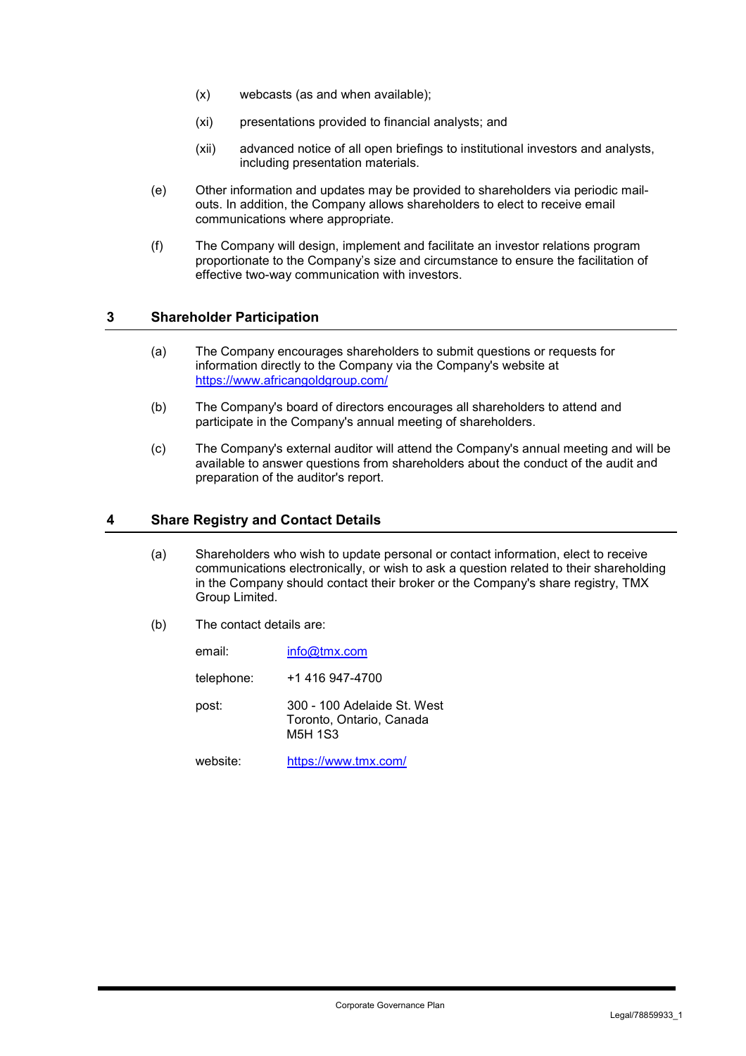(x) webcasts (as and when available);

(xi) presentations provided to financial analysts; and

(xii) advanced notice of all open briefings to institutional investors and analysts, including presentation materials.

(e) Other information and updates may be provided to shareholders via periodic mail-outs. In addition, the Company allows shareholders to elect to receive email communications where appropriate.

(f) The Company will design, implement and facilitate an investor relations program proportionate to the Company's size and circumstance to ensure the facilitation of effective two-way communication with investors.

## 3 Shareholder Participation

(a) The Company encourages shareholders to submit questions or requests for information directly to the Company via the Company's website at https://www.africangoldgroup.com/

(b) The Company's board of directors encourages all shareholders to attend and participate in the Company's annual meeting of shareholders.

(c) The Company's external auditor will attend the Company's annual meeting and will be available to answer questions from shareholders about the conduct of the audit and preparation of the auditor's report.

## 4 Share Registry and Contact Details

(a) Shareholders who wish to update personal or contact information, elect to receive communications electronically, or wish to ask a question related to their shareholding in the Company should contact their broker or the Company's share registry, TMX Group Limited.

(b) The contact details are:

| | |
|---|---|
| email: | info@tmx.com |
| telephone: | +1 416 947-4700 |
| post: | 300 - 100 Adelaide St. West<br>Toronto, Ontario, Canada<br>M5H 1S3 |
| website: | https://www.tmx.com/ |